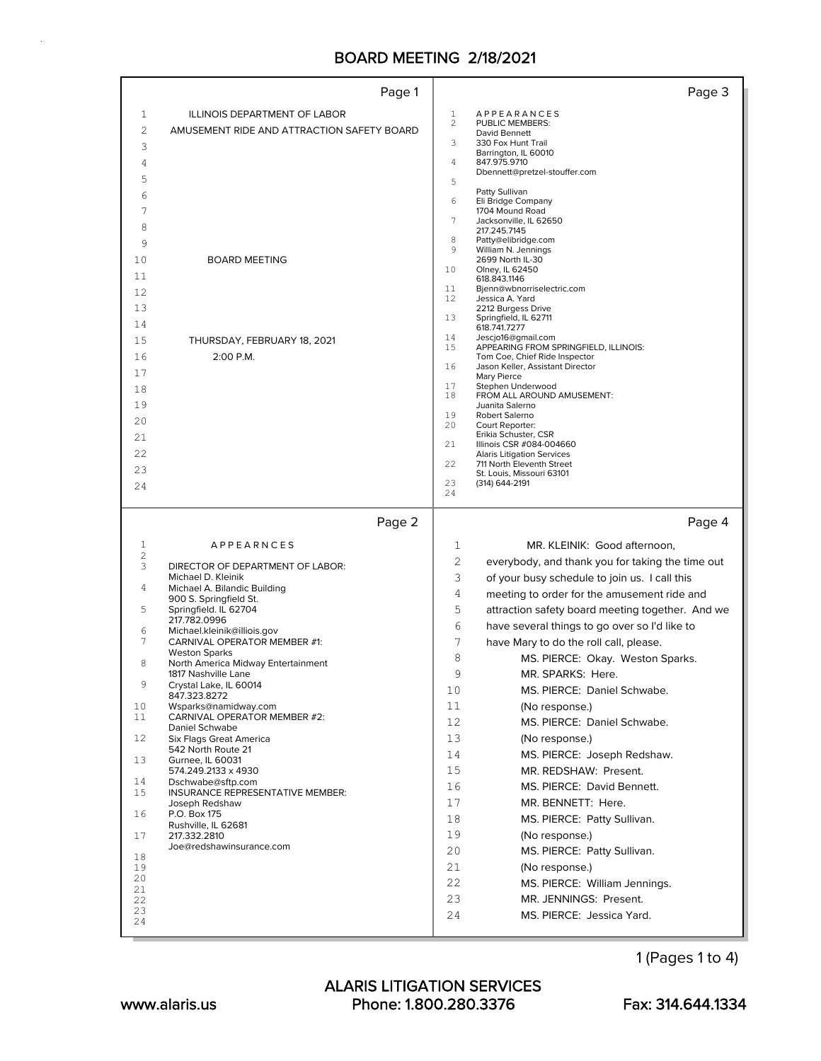ILLINOIS DEPARTMENT OF LABOR

AMUSEMENT RIDE AND ATTRACTION SAFETY BOARD

BOARD MEETING

THURSDAY, FEBRUARY 18, 2021

2:00 P.M.

A P P E A R N C E S

DIRECTOR OF DEPARTMENT OF LABOR:
Michael D. Kleinik
Michael A. Bilandic Building
900 S. Springfield St.
Springfield. IL 62704
217.782.0996
Michael.kleinik@illiois.gov

CARNIVAL OPERATOR MEMBER #1:
Weston Sparks
North America Midway Entertainment
1817 Nashville Lane
Crystal Lake, IL 60014
847.323.8272
Wsparks@namidway.com

CARNIVAL OPERATOR MEMBER #2:
Daniel Schwabe
Six Flags Great America
542 North Route 21
Gurnee, IL 60031
574.249.2133 x 4930
Dschwabe@sftp.com

INSURANCE REPRESENTATIVE MEMBER:
Joseph Redshaw
P.O. Box 175
Rushville, IL 62681
217.332.2810
Joe@redshawinsurance.com

A P P E A R A N C E S

PUBLIC MEMBERS:
David Bennett
330 Fox Hunt Trail
Barrington, IL 60010
847.975.9710
Dbennett@pretzel-stouffer.com

Patty Sullivan
Eli Bridge Company
1704 Mound Road
Jacksonville, IL 62650
217.245.7145
Patty@elibridge.com

William N. Jennings
2699 North IL-30
Olney, IL 62450
618.843.1146
Bjenn@wbnorriselectric.com

Jessica A. Yard
2212 Burgess Drive
Springfield, IL 62711
618.741.7277
Jescjo16@gmail.com

APPEARING FROM SPRINGFIELD, ILLINOIS:
Tom Coe, Chief Ride Inspector
Jason Keller, Assistant Director
Mary Pierce
Stephen Underwood

FROM ALL AROUND AMUSEMENT:
Juanita Salerno
Robert Salerno

Court Reporter:
Erikia Schuster, CSR
Illinois CSR #084-004660
Alaris Litigation Services
711 North Eleventh Street
St. Louis, Missouri 63101
(314) 644-2191

MR. KLEINIK: Good afternoon, everybody, and thank you for taking the time out of your busy schedule to join us. I call this meeting to order for the amusement ride and attraction safety board meeting together. And we have several things to go over so I'd like to have Mary to do the roll call, please.

MS. PIERCE: Okay. Weston Sparks.

MR. SPARKS: Here.

MS. PIERCE: Daniel Schwabe.

(No response.)

MS. PIERCE: Daniel Schwabe.

(No response.)

MS. PIERCE: Joseph Redshaw.

MR. REDSHAW: Present.

MS. PIERCE: David Bennett.

MR. BENNETT: Here.

MS. PIERCE: Patty Sullivan.

(No response.)

MS. PIERCE: Patty Sullivan.

(No response.)

MS. PIERCE: William Jennings.

MR. JENNINGS: Present.

MS. PIERCE: Jessica Yard.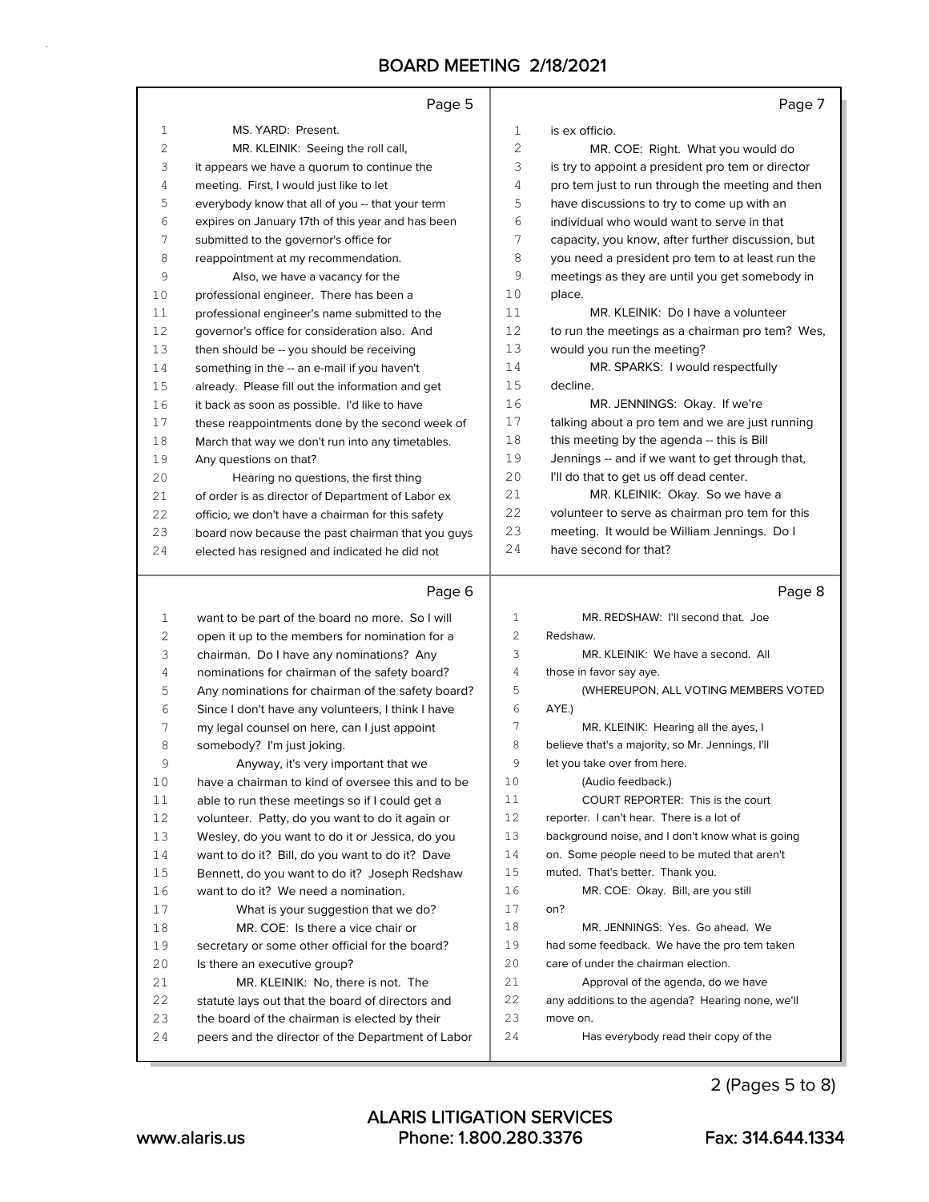Page 5

1 MS. YARD: Present.
2 MR. KLEINIK: Seeing the roll call,
3 it appears we have a quorum to continue the
4 meeting. First, I would just like to let
5 everybody know that all of you -- that your term
6 expires on January 17th of this year and has been
7 submitted to the governor's office for
8 reappointment at my recommendation.
9 Also, we have a vacancy for the
10 professional engineer. There has been a
11 professional engineer's name submitted to the
12 governor's office for consideration also. And
13 then should be -- you should be receiving
14 something in the -- an e-mail if you haven't
15 already. Please fill out the information and get
16 it back as soon as possible. I'd like to have
17 these reappointments done by the second week of
18 March that way we don't run into any timetables.
19 Any questions on that?
20 Hearing no questions, the first thing
21 of order is as director of Department of Labor ex
22 officio, we don't have a chairman for this safety
23 board now because the past chairman that you guys
24 elected has resigned and indicated he did not

Page 6

1 want to be part of the board no more. So I will
2 open it up to the members for nomination for a
3 chairman. Do I have any nominations? Any
4 nominations for chairman of the safety board?
5 Any nominations for chairman of the safety board?
6 Since I don't have any volunteers, I think I have
7 my legal counsel on here, can I just appoint
8 somebody? I'm just joking.
9 Anyway, it's very important that we
10 have a chairman to kind of oversee this and to be
11 able to run these meetings so if I could get a
12 volunteer. Patty, do you want to do it again or
13 Wesley, do you want to do it or Jessica, do you
14 want to do it? Bill, do you want to do it? Dave
15 Bennett, do you want to do it? Joseph Redshaw
16 want to do it? We need a nomination.
17 What is your suggestion that we do?
18 MR. COE: Is there a vice chair or
19 secretary or some other official for the board?
20 Is there an executive group?
21 MR. KLEINIK: No, there is not. The
22 statute lays out that the board of directors and
23 the board of the chairman is elected by their
24 peers and the director of the Department of Labor

Page 7

1 is ex officio.
2 MR. COE: Right. What you would do
3 is try to appoint a president pro tem or director
4 pro tem just to run through the meeting and then
5 have discussions to try to come up with an
6 individual who would want to serve in that
7 capacity, you know, after further discussion, but
8 you need a president pro tem to at least run the
9 meetings as they are until you get somebody in
10 place.
11 MR. KLEINIK: Do I have a volunteer
12 to run the meetings as a chairman pro tem? Wes,
13 would you run the meeting?
14 MR. SPARKS: I would respectfully
15 decline.
16 MR. JENNINGS: Okay. If we're
17 talking about a pro tem and we are just running
18 this meeting by the agenda -- this is Bill
19 Jennings -- and if we want to get through that,
20 I'll do that to get us off dead center.
21 MR. KLEINIK: Okay. So we have a
22 volunteer to serve as chairman pro tem for this
23 meeting. It would be William Jennings. Do I
24 have second for that?

Page 8

1 MR. REDSHAW: I'll second that. Joe
2 Redshaw.
3 MR. KLEINIK: We have a second. All
4 those in favor say aye.
5 (WHEREUPON, ALL VOTING MEMBERS VOTED
6 AYE.)
7 MR. KLEINIK: Hearing all the ayes, I
8 believe that's a majority, so Mr. Jennings, I'll
9 let you take over from here.
10 (Audio feedback.)
11 COURT REPORTER: This is the court
12 reporter. I can't hear. There is a lot of
13 background noise, and I don't know what is going
14 on. Some people need to be muted that aren't
15 muted. That's better. Thank you.
16 MR. COE: Okay. Bill, are you still
17 on?
18 MR. JENNINGS: Yes. Go ahead. We
19 had some feedback. We have the pro tem taken
20 care of under the chairman election.
21 Approval of the agenda, do we have
22 any additions to the agenda? Hearing none, we'll
23 move on.
24 Has everybody read their copy of the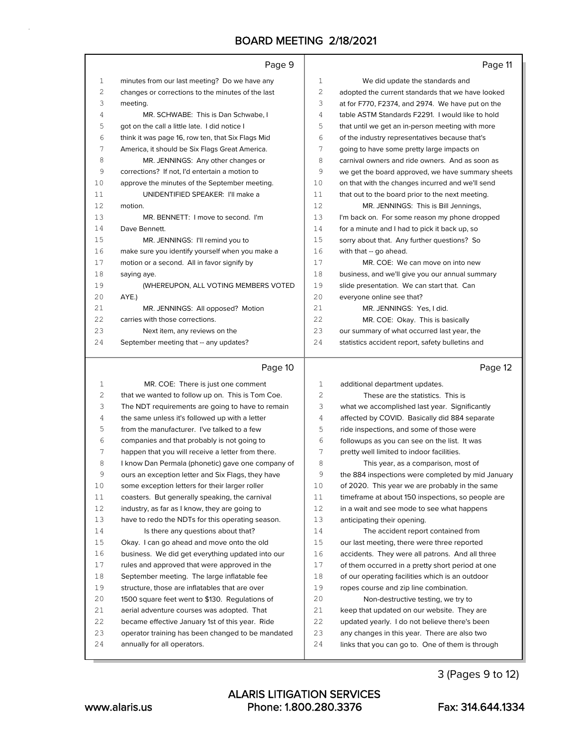minutes from our last meeting? Do we have any changes or corrections to the minutes of the last meeting.

MR. SCHWABE: This is Dan Schwabe, I got on the call a little late. I did notice I think it was page 16, row ten, that Six Flags Mid America, it should be Six Flags Great America.

MR. JENNINGS: Any other changes or corrections? If not, I'd entertain a motion to approve the minutes of the September meeting.

UNIDENTIFIED SPEAKER: I'll make a motion.

MR. BENNETT: I move to second. I'm Dave Bennett.

MR. JENNINGS: I'll remind you to make sure you identify yourself when you make a motion or a second. All in favor signify by saying aye.

(WHEREUPON, ALL VOTING MEMBERS VOTED AYE.)

MR. JENNINGS: All opposed? Motion carries with those corrections.

Next item, any reviews on the September meeting that -- any updates?

MR. COE: There is just one comment that we wanted to follow up on. This is Tom Coe. The NDT requirements are going to have to remain the same unless it's followed up with a letter from the manufacturer. I've talked to a few companies and that probably is not going to happen that you will receive a letter from there. I know Dan Permala (phonetic) gave one company of ours an exception letter and Six Flags, they have some exception letters for their larger roller coasters. But generally speaking, the carnival industry, as far as I know, they are going to have to redo the NDTs for this operating season.

Is there any questions about that? Okay. I can go ahead and move onto the old business. We did get everything updated into our rules and approved that were approved in the September meeting. The large inflatable fee structure, those are inflatables that are over 1500 square feet went to $130. Regulations of aerial adventure courses was adopted. That became effective January 1st of this year. Ride operator training has been changed to be mandated annually for all operators.

We did update the standards and adopted the current standards that we have looked at for F770, F2374, and 2974. We have put on the table ASTM Standards F2291. I would like to hold that until we get an in-person meeting with more of the industry representatives because that's going to have some pretty large impacts on carnival owners and ride owners. And as soon as we get the board approved, we have summary sheets on that with the changes incurred and we'll send that out to the board prior to the next meeting.

MR. JENNINGS: This is Bill Jennings, I'm back on. For some reason my phone dropped for a minute and I had to pick it back up, so sorry about that. Any further questions? So with that -- go ahead.

MR. COE: We can move on into new business, and we'll give you our annual summary slide presentation. We can start that. Can everyone online see that?

MR. JENNINGS: Yes, I did.

MR. COE: Okay. This is basically our summary of what occurred last year, the statistics accident report, safety bulletins and additional department updates.

These are the statistics. This is what we accomplished last year. Significantly affected by COVID. Basically did 884 separate ride inspections, and some of those were followups as you can see on the list. It was pretty well limited to indoor facilities.

This year, as a comparison, most of the 884 inspections were completed by mid January of 2020. This year we are probably in the same timeframe at about 150 inspections, so people are in a wait and see mode to see what happens anticipating their opening.

The accident report contained from our last meeting, there were three reported accidents. They were all patrons. And all three of them occurred in a pretty short period at one of our operating facilities which is an outdoor ropes course and zip line combination.

Non-destructive testing, we try to keep that updated on our website. They are updated yearly. I do not believe there's been any changes in this year. There are also two links that you can go to. One of them is through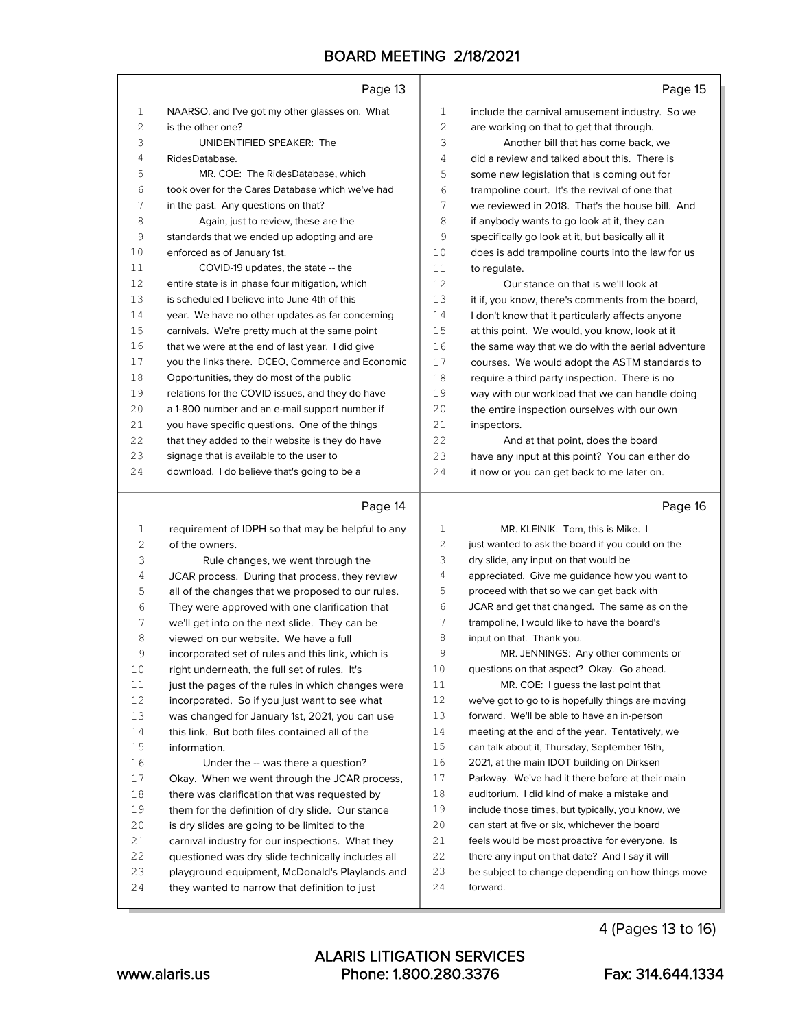Page 13

NAARSO, and I've got my other glasses on. What is the other one?

UNIDENTIFIED SPEAKER: The RidesDatabase.

MR. COE: The RidesDatabase, which took over for the Cares Database which we've had in the past. Any questions on that?

Again, just to review, these are the standards that we ended up adopting and are enforced as of January 1st.

COVID-19 updates, the state -- the entire state is in phase four mitigation, which is scheduled I believe into June 4th of this year. We have no other updates as far concerning carnivals. We're pretty much at the same point that we were at the end of last year. I did give you the links there. DCEO, Commerce and Economic Opportunities, they do most of the public relations for the COVID issues, and they do have a 1-800 number and an e-mail support number if you have specific questions. One of the things that they added to their website is they do have signage that is available to the user to download. I do believe that's going to be a

Page 14

requirement of IDPH so that may be helpful to any of the owners.

Rule changes, we went through the JCAR process. During that process, they review all of the changes that we proposed to our rules. They were approved with one clarification that we'll get into on the next slide. They can be viewed on our website. We have a full incorporated set of rules and this link, which is right underneath, the full set of rules. It's just the pages of the rules in which changes were incorporated. So if you just want to see what was changed for January 1st, 2021, you can use this link. But both files contained all of the information.

Under the -- was there a question? Okay. When we went through the JCAR process, there was clarification that was requested by them for the definition of dry slide. Our stance is dry slides are going to be limited to the carnival industry for our inspections. What they questioned was dry slide technically includes all playground equipment, McDonald's Playlands and they wanted to narrow that definition to just

Page 15

include the carnival amusement industry. So we are working on that to get that through.

Another bill that has come back, we did a review and talked about this. There is some new legislation that is coming out for trampoline court. It's the revival of one that we reviewed in 2018. That's the house bill. And if anybody wants to go look at it, they can specifically go look at it, but basically all it does is add trampoline courts into the law for us to regulate.

Our stance on that is we'll look at it if, you know, there's comments from the board, I don't know that it particularly affects anyone at this point. We would, you know, look at it the same way that we do with the aerial adventure courses. We would adopt the ASTM standards to require a third party inspection. There is no way with our workload that we can handle doing the entire inspection ourselves with our own inspectors.

And at that point, does the board have any input at this point? You can either do it now or you can get back to me later on.

Page 16

MR. KLEINIK: Tom, this is Mike. I just wanted to ask the board if you could on the dry slide, any input on that would be appreciated. Give me guidance how you want to proceed with that so we can get back with JCAR and get that changed. The same as on the trampoline, I would like to have the board's input on that. Thank you.

MR. JENNINGS: Any other comments or questions on that aspect? Okay. Go ahead.

MR. COE: I guess the last point that we've got to go to is hopefully things are moving forward. We'll be able to have an in-person meeting at the end of the year. Tentatively, we can talk about it, Thursday, September 16th, 2021, at the main IDOT building on Dirksen Parkway. We've had it there before at their main auditorium. I did kind of make a mistake and include those times, but typically, you know, we can start at five or six, whichever the board feels would be most proactive for everyone. Is there any input on that date? And I say it will be subject to change depending on how things move forward.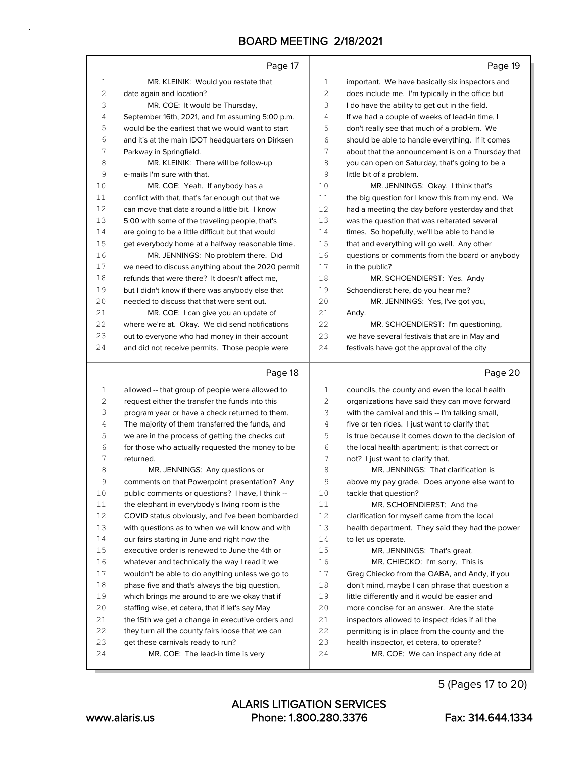MR. KLEINIK: Would you restate that date again and location?

MR. COE: It would be Thursday, September 16th, 2021, and I'm assuming 5:00 p.m. would be the earliest that we would want to start and it's at the main IDOT headquarters on Dirksen Parkway in Springfield.

MR. KLEINIK: There will be follow-up e-mails I'm sure with that.

MR. COE: Yeah. If anybody has a conflict with that, that's far enough out that we can move that date around a little bit. I know 5:00 with some of the traveling people, that's are going to be a little difficult but that would get everybody home at a halfway reasonable time.

MR. JENNINGS: No problem there. Did we need to discuss anything about the 2020 permit refunds that were there? It doesn't affect me, but I didn't know if there was anybody else that needed to discuss that that were sent out.

MR. COE: I can give you an update of where we're at. Okay. We did send notifications out to everyone who had money in their account and did not receive permits. Those people were allowed -- that group of people were allowed to request either the transfer the funds into this program year or have a check returned to them. The majority of them transferred the funds, and we are in the process of getting the checks cut for those who actually requested the money to be returned.

MR. JENNINGS: Any questions or comments on that Powerpoint presentation? Any public comments or questions? I have, I think -- the elephant in everybody's living room is the COVID status obviously, and I've been bombarded with questions as to when we will know and with our fairs starting in June and right now the executive order is renewed to June the 4th or whatever and technically the way I read it we wouldn't be able to do anything unless we go to phase five and that's always the big question, which brings me around to are we okay that if staffing wise, et cetera, that if let's say May the 15th we get a change in executive orders and they turn all the county fairs loose that we can get these carnivals ready to run?

MR. COE: The lead-in time is very important. We have basically six inspectors and does include me. I'm typically in the office but I do have the ability to get out in the field. If we had a couple of weeks of lead-in time, I don't really see that much of a problem. We should be able to handle everything. If it comes about that the announcement is on a Thursday that you can open on Saturday, that's going to be a little bit of a problem.

MR. JENNINGS: Okay. I think that's the big question for I know this from my end. We had a meeting the day before yesterday and that was the question that was reiterated several times. So hopefully, we'll be able to handle that and everything will go well. Any other questions or comments from the board or anybody in the public?

MR. SCHOENDIERST: Yes. Andy Schoendierst here, do you hear me?

MR. JENNINGS: Yes, I've got you, Andy.

MR. SCHOENDIERST: I'm questioning, we have several festivals that are in May and festivals have got the approval of the city councils, the county and even the local health organizations have said they can move forward with the carnival and this -- I'm talking small, five or ten rides. I just want to clarify that is true because it comes down to the decision of the local health apartment; is that correct or not? I just want to clarify that.

MR. JENNINGS: That clarification is above my pay grade. Does anyone else want to tackle that question?

MR. SCHOENDIERST: And the clarification for myself came from the local health department. They said they had the power to let us operate.

MR. JENNINGS: That's great.

MR. CHIECKO: I'm sorry. This is Greg Chiecko from the OABA, and Andy, if you don't mind, maybe I can phrase that question a little differently and it would be easier and more concise for an answer. Are the state inspectors allowed to inspect rides if all the permitting is in place from the county and the health inspector, et cetera, to operate?

MR. COE: We can inspect any ride at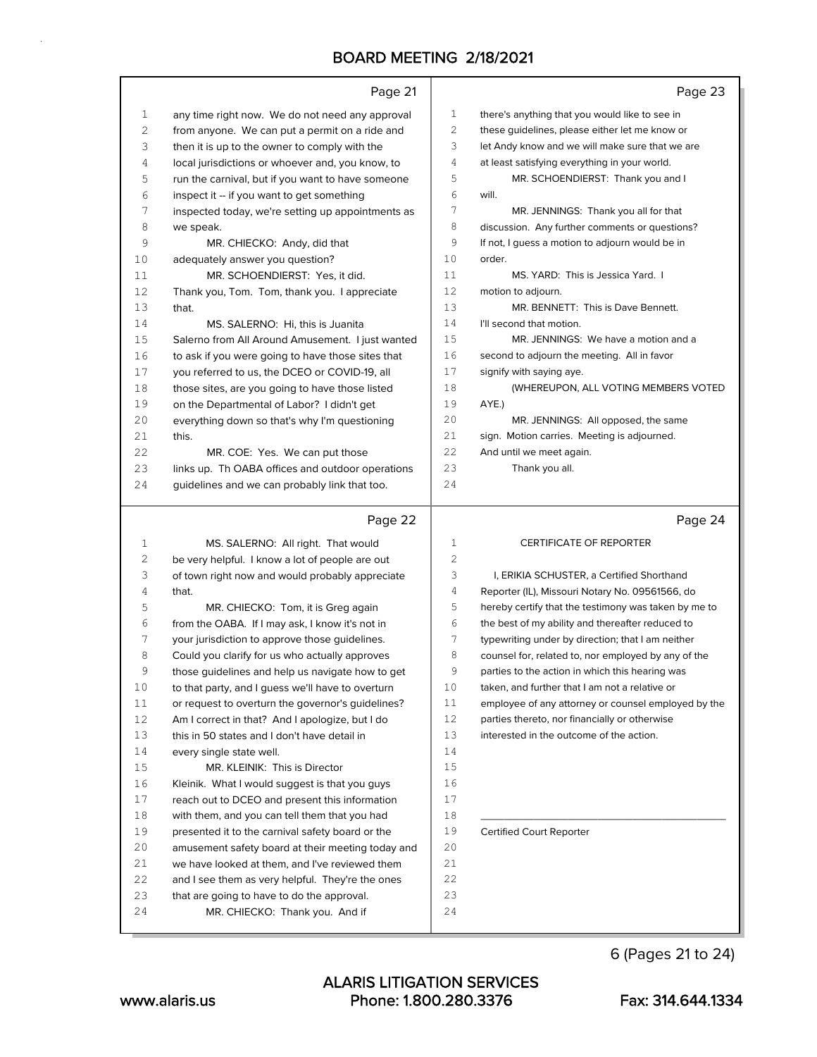any time right now. We do not need any approval from anyone. We can put a permit on a ride and then it is up to the owner to comply with the local jurisdictions or whoever and, you know, to run the carnival, but if you want to have someone inspect it -- if you want to get something inspected today, we're setting up appointments as we speak.

MR. CHIECKO: Andy, did that adequately answer you question?

MR. SCHOENDIERST: Yes, it did. Thank you, Tom. Tom, thank you. I appreciate that.

MS. SALERNO: Hi, this is Juanita Salerno from All Around Amusement. I just wanted to ask if you were going to have those sites that you referred to us, the DCEO or COVID-19, all those sites, are you going to have those listed on the Departmental of Labor? I didn't get everything down so that's why I'm questioning this.

MR. COE: Yes. We can put those links up. Th OABA offices and outdoor operations guidelines and we can probably link that too.

MS. SALERNO: All right. That would be very helpful. I know a lot of people are out of town right now and would probably appreciate that.

MR. CHIECKO: Tom, it is Greg again from the OABA. If I may ask, I know it's not in your jurisdiction to approve those guidelines. Could you clarify for us who actually approves those guidelines and help us navigate how to get to that party, and I guess we'll have to overturn or request to overturn the governor's guidelines? Am I correct in that? And I apologize, but I do this in 50 states and I don't have detail in every single state well.

MR. KLEINIK: This is Director Kleinik. What I would suggest is that you guys reach out to DCEO and present this information with them, and you can tell them that you had presented it to the carnival safety board or the amusement safety board at their meeting today and we have looked at them, and I've reviewed them and I see them as very helpful. They're the ones that are going to have to do the approval.

MR. CHIECKO: Thank you. And if there's anything that you would like to see in these guidelines, please either let me know or let Andy know and we will make sure that we are at least satisfying everything in your world.

MR. SCHOENDIERST: Thank you and I will.

MR. JENNINGS: Thank you all for that discussion. Any further comments or questions? If not, I guess a motion to adjourn would be in order.

MS. YARD: This is Jessica Yard. I motion to adjourn.

MR. BENNETT: This is Dave Bennett. I'll second that motion.

MR. JENNINGS: We have a motion and a second to adjourn the meeting. All in favor signify with saying aye.

(WHEREUPON, ALL VOTING MEMBERS VOTED AYE.)

MR. JENNINGS: All opposed, the same sign. Motion carries. Meeting is adjourned. And until we meet again.

Thank you all.

## CERTIFICATE OF REPORTER

I, ERIKIA SCHUSTER, a Certified Shorthand Reporter (IL), Missouri Notary No. 09561566, do hereby certify that the testimony was taken by me to the best of my ability and thereafter reduced to typewriting under by direction; that I am neither counsel for, related to, nor employed by any of the parties to the action in which this hearing was taken, and further that I am not a relative or employee of any attorney or counsel employed by the parties thereto, nor financially or otherwise interested in the outcome of the action.

\_\_\_\_\_\_\_\_\_\_\_\_\_\_\_\_\_\_\_\_\_\_\_\_\_\_\_\_\_\_\_\_\_\_\_\_\_\_\_\_

Certified Court Reporter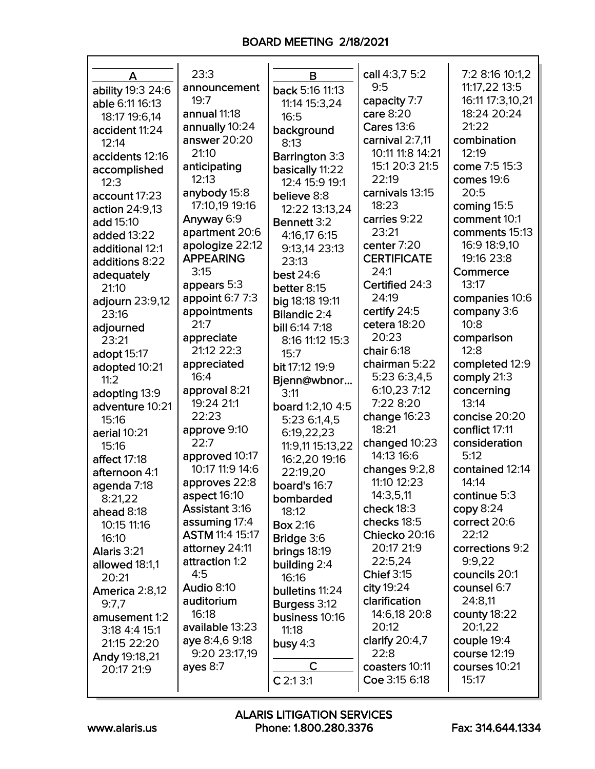## BOARD MEETING 2/18/2021

**A**

ability 19:3 24:6
able 6:11 16:13 18:17 19:6,14
accident 11:24 12:14
accidents 12:16
accomplished 12:3
account 17:23
action 24:9,13
add 15:10
added 13:22
additional 12:1
additions 8:22
adequately 21:10
adjourn 23:9,12 23:16
adjourned 23:21
adopt 15:17
adopted 10:21 11:2
adopting 13:9
adventure 10:21 15:16
aerial 10:21 15:16
affect 17:18
afternoon 4:1
agenda 7:18 8:21,22
ahead 8:18 10:15 11:16 16:10
Alaris 3:21
allowed 18:1,1 20:21
America 2:8,12 9:7,7
amusement 1:2 3:18 4:4 15:1 21:15 22:20
Andy 19:18,21 20:17 21:9
23:3
announcement 19:7
annual 11:18
annually 10:24
answer 20:20 21:10
anticipating 12:13
anybody 15:8 17:10,19 19:16
Anyway 6:9
apartment 20:6
apologize 22:12
APPEARING 3:15
appears 5:3
appoint 6:7 7:3
appointments 21:7
appreciate 21:12 22:3
appreciated 16:4
approval 8:21 19:24 21:1 22:23
approve 9:10 22:7
approved 10:17 10:17 11:9 14:6
approves 22:8
aspect 16:10
Assistant 3:16
assuming 17:4
ASTM 11:4 15:17
attorney 24:11
attraction 1:2 4:5
Audio 8:10
auditorium 16:18
available 13:23
aye 8:4,6 9:18 9:20 23:17,19
ayes 8:7

**B**

back 5:16 11:13 11:14 15:3,24 16:5
background 8:13
Barrington 3:3
basically 11:22 12:4 15:9 19:1
believe 8:8 12:22 13:13,24
Bennett 3:2 4:16,17 6:15 9:13,14 23:13 23:13
best 24:6
better 8:15
big 18:18 19:11
Bilandic 2:4
bill 6:14 7:18 8:16 11:12 15:3 15:7
bit 17:12 19:9
Bjenn@wbnor... 3:11
board 1:2,10 4:5 5:23 6:1,4,5 6:19,22,23 11:9,11 15:13,22 16:2,20 19:16 22:19,20
board's 16:7
bombarded 18:12
Box 2:16
Bridge 3:6
brings 18:19
building 2:4 16:16
bulletins 11:24
Burgess 3:12
business 10:16 11:18
busy 4:3

**C**

C 2:1 3:1
call 4:3,7 5:2 9:5
capacity 7:7
care 8:20
Cares 13:6
carnival 2:7,11 10:11 11:8 14:21 15:1 20:3 21:5 22:19
carnivals 13:15 18:23
carries 9:22 23:21
center 7:20
CERTIFICATE 24:1
Certified 24:3 24:19
certify 24:5
cetera 18:20 20:23
chair 6:18
chairman 5:22 5:23 6:3,4,5 6:10,23 7:12 7:22 8:20
change 16:23 18:21
changed 10:23 14:13 16:6
changes 9:2,8 11:10 12:23 14:3,5,11
check 18:3
checks 18:5
Chiecko 20:16 20:17 21:9 22:5,24
Chief 3:15
city 19:24
clarification 14:6,18 20:8 20:12
clarify 20:4,7 22:8
coasters 10:11
Coe 3:15 6:18
7:2 8:16 10:1,2 11:17,22 13:5 16:11 17:3,10,21 18:24 20:24 21:22
combination 12:19
come 7:5 15:3
comes 19:6 20:5
coming 15:5
comment 10:1
comments 15:13 16:9 18:9,10 19:16 23:8
Commerce 13:17
companies 10:6
company 3:6 10:8
comparison 12:8
completed 12:9
comply 21:3
concerning 13:14
concise 20:20
conflict 17:11
consideration 5:12
contained 12:14 14:14
continue 5:3
copy 8:24
correct 20:6 22:12
corrections 9:2 9:9,22
councils 20:1
counsel 6:7 24:8,11
county 18:22 20:1,22
couple 19:4
course 12:19
courses 10:21 15:17

www.alaris.us

ALARIS LITIGATION SERVICES
Phone: 1.800.280.3376

Fax: 314.644.1334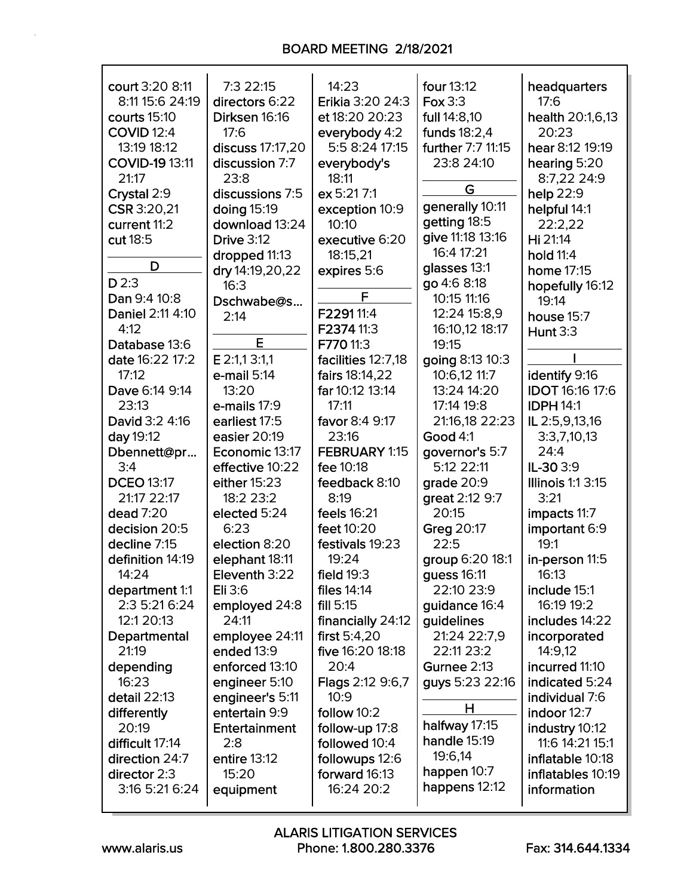BOARD MEETING 2/18/2021

court 3:20 8:11 8:11 15:6 24:19
courts 15:10
COVID 12:4 13:19 18:12
COVID-19 13:11 21:17
Crystal 2:9
CSR 3:20,21
current 11:2
cut 18:5

**D**

D 2:3
Dan 9:4 10:8
Daniel 2:11 4:10 4:12
Database 13:6
date 16:22 17:2 17:12
Dave 6:14 9:14 23:13
David 3:2 4:16
day 19:12
Dbennett@pr... 3:4
DCEO 13:17 21:17 22:17
dead 7:20
decision 20:5
decline 7:15
definition 14:19 14:24
department 1:1 2:3 5:21 6:24 12:1 20:13
Departmental 21:19
depending 16:23
detail 22:13
differently 20:19
difficult 17:14
direction 24:7
director 2:3 3:16 5:21 6:24 7:3 22:15
directors 6:22
Dirksen 16:16 17:6
discuss 17:17,20
discussion 7:7 23:8
discussions 7:5
doing 15:19
download 13:24
Drive 3:12
dropped 11:13
dry 14:19,20,22 16:3
Dschwabe@s... 2:14

**E**

E 2:1,1 3:1,1
e-mail 5:14 13:20
e-mails 17:9
earliest 17:5
easier 20:19
Economic 13:17
effective 10:22
either 15:23 18:2 23:2
elected 5:24 6:23
election 8:20
elephant 18:11
Eleventh 3:22
Eli 3:6
employed 24:8 24:11
employee 24:11
ended 13:9
enforced 13:10
engineer 5:10
engineer's 5:11
entertain 9:9
Entertainment 2:8
entire 13:12 15:20
equipment 14:23
Erikia 3:20 24:3
et 18:20 20:23
everybody 4:2 5:5 8:24 17:15
everybody's 18:11
ex 5:21 7:1
exception 10:9 10:10
executive 6:20 18:15,21
expires 5:6

**F**

F2291 11:4
F2374 11:3
F770 11:3
facilities 12:7,18
fairs 18:14,22
far 10:12 13:14 17:11
favor 8:4 9:17 23:16
FEBRUARY 1:15
fee 10:18
feedback 8:10 8:19
feels 16:21
feet 10:20
festivals 19:23 19:24
field 19:3
files 14:14
fill 5:15
financially 24:12
first 5:4,20
five 16:20 18:18 20:4
Flags 2:12 9:6,7 10:9
follow 10:2
follow-up 17:8
followed 10:4
followups 12:6
forward 16:13 16:24 20:2
four 13:12
Fox 3:3
full 14:8,10
funds 18:2,4
further 7:7 11:15 23:8 24:10

**G**

generally 10:11
getting 18:5
give 11:18 13:16 16:4 17:21
glasses 13:1
go 4:6 8:18 10:15 11:16 12:24 15:8,9 16:10,12 18:17 19:15
going 8:13 10:3 10:6,12 11:7 13:24 14:20 17:14 19:8 21:16,18 22:23
Good 4:1
governor's 5:7 5:12 22:11
grade 20:9
great 2:12 9:7 20:15
Greg 20:17 22:5
group 6:20 18:1
guess 16:11 22:10 23:9
guidance 16:4
guidelines 21:24 22:7,9 22:11 23:2
Gurnee 2:13
guys 5:23 22:16

**H**

halfway 17:15
handle 15:19 19:6,14
happen 10:7
happens 12:12
headquarters 17:6
health 20:1,6,13 20:23
hear 8:12 19:19
hearing 5:20 8:7,22 24:9
help 22:9
helpful 14:1 22:2,22
Hi 21:14
hold 11:4
home 17:15
hopefully 16:12 19:14
house 15:7
Hunt 3:3

**I**

identify 9:16
IDOT 16:16 17:6
IDPH 14:1
IL 2:5,9,13,16 3:3,7,10,13 24:4
IL-30 3:9
Illinois 1:1 3:15 3:21
impacts 11:7
important 6:9 19:1
in-person 11:5 16:13
include 15:1 16:19 19:2
includes 14:22
incorporated 14:9,12
incurred 11:10
indicated 5:24
individual 7:6
indoor 12:7
industry 10:12 11:6 14:21 15:1
inflatable 10:18
inflatables 10:19
information

ALARIS LITIGATION SERVICES
www.alaris.us Phone: 1.800.280.3376 Fax: 314.644.1334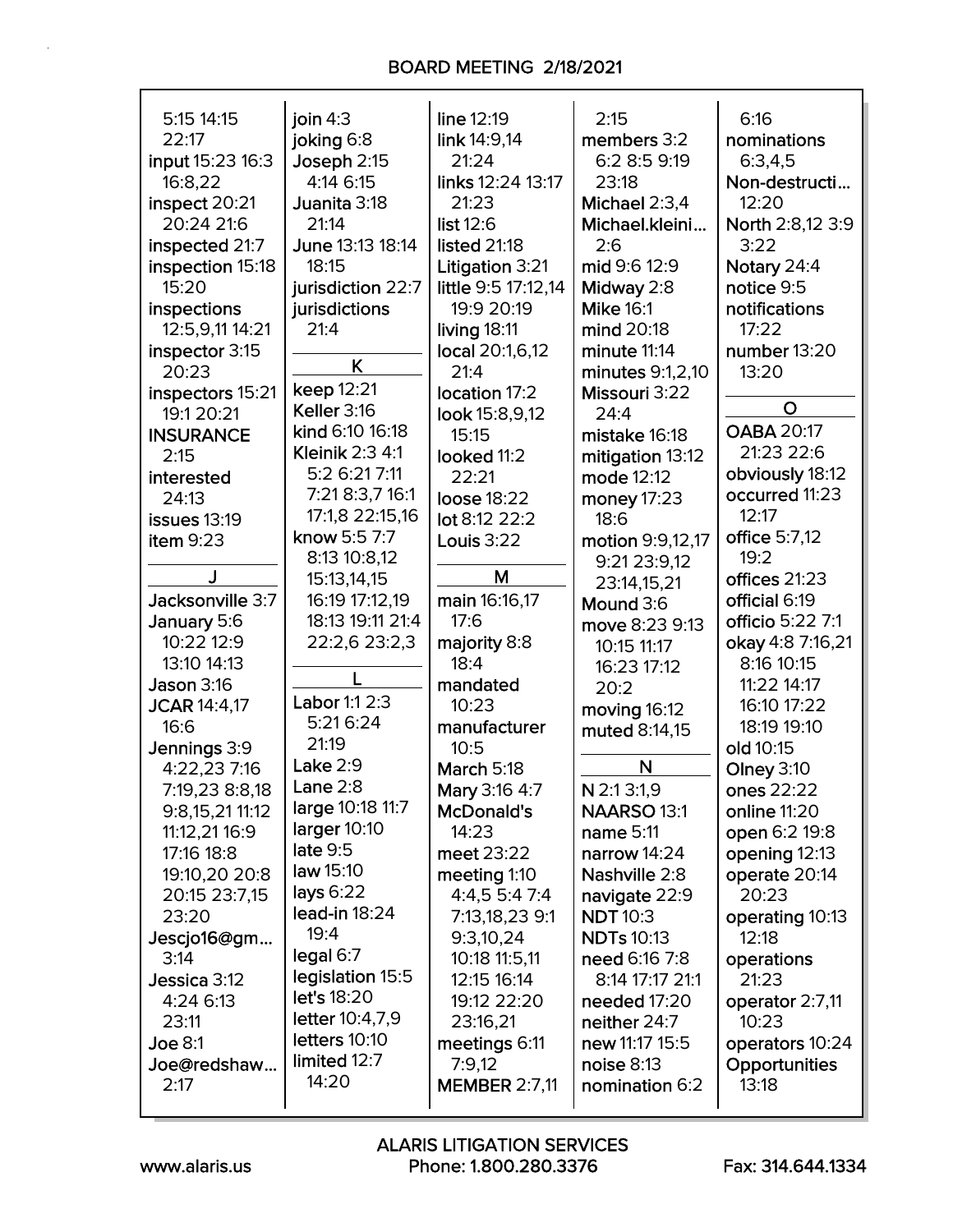5:15 14:15 22:17
**input** 15:23 16:3 16:8,22
**inspect** 20:21 20:24 21:6
**inspected** 21:7
**inspection** 15:18 15:20
**inspections** 12:5,9,11 14:21
**inspector** 3:15 20:23
**inspectors** 15:21 19:1 20:21
**INSURANCE** 2:15
**interested** 24:13
**issues** 13:19
**item** 9:23

## J

**Jacksonville** 3:7
**January** 5:6 10:22 12:9 13:10 14:13
**Jason** 3:16
**JCAR** 14:4,17 16:6
**Jennings** 3:9 4:22,23 7:16 7:19,23 8:8,18 9:8,15,21 11:12 11:12,21 16:9 17:16 18:8 19:10,20 20:8 20:15 23:7,15 23:20
**Jescjo16@gm...** 3:14
**Jessica** 3:12 4:24 6:13 23:11
**Joe** 8:1
**Joe@redshaw...** 2:17
**join** 4:3
**joking** 6:8
**Joseph** 2:15 4:14 6:15
**Juanita** 3:18 21:14
**June** 13:13 18:14 18:15
**jurisdiction** 22:7
**jurisdictions** 21:4

## K

**keep** 12:21
**Keller** 3:16
**kind** 6:10 16:18
**Kleinik** 2:3 4:1 5:2 6:21 7:11 7:21 8:3,7 16:1 17:1,8 22:15,16
**know** 5:5 7:7 8:13 10:8,12 15:13,14,15 16:19 17:12,19 18:13 19:11 21:4 22:2,6 23:2,3

## L

**Labor** 1:1 2:3 5:21 6:24 21:19
**Lake** 2:9
**Lane** 2:8
**large** 10:18 11:7
**larger** 10:10
**late** 9:5
**law** 15:10
**lays** 6:22
**lead-in** 18:24 19:4
**legal** 6:7
**legislation** 15:5
**let's** 18:20
**letter** 10:4,7,9
**letters** 10:10
**limited** 12:7 14:20
**line** 12:19
**link** 14:9,14 21:24
**links** 12:24 13:17 21:23
**list** 12:6
**listed** 21:18
**Litigation** 3:21
**little** 9:5 17:12,14 19:9 20:19
**living** 18:11
**local** 20:1,6,12 21:4
**location** 17:2
**look** 15:8,9,12 15:15
**looked** 11:2 22:21
**loose** 18:22
**lot** 8:12 22:2
**Louis** 3:22

## M

**main** 16:16,17 17:6
**majority** 8:8 18:4
**mandated** 10:23
**manufacturer** 10:5
**March** 5:18
**Mary** 3:16 4:7
**McDonald's** 14:23
**meet** 23:22
**meeting** 1:10 4:4,5 5:4 7:4 7:13,18,23 9:1 9:3,10,24 10:18 11:5,11 12:15 16:14 19:12 22:20 23:16,21
**meetings** 6:11 7:9,12
**MEMBER** 2:7,11 2:15
**members** 3:2 6:2 8:5 9:19 23:18
**Michael** 2:3,4
**Michael.kleini...** 2:6
**mid** 9:6 12:9
**Midway** 2:8
**Mike** 16:1
**mind** 20:18
**minute** 11:14
**minutes** 9:1,2,10
**Missouri** 3:22 24:4
**mistake** 16:18
**mitigation** 13:12
**mode** 12:12
**money** 17:23 18:6
**motion** 9:9,12,17 9:21 23:9,12 23:14,15,21
**Mound** 3:6
**move** 8:23 9:13 10:15 11:17 16:23 17:12 20:2
**moving** 16:12
**muted** 8:14,15

## N

**N** 2:1 3:1,9
**NAARSO** 13:1
**name** 5:11
**narrow** 14:24
**Nashville** 2:8
**navigate** 22:9
**NDT** 10:3
**NDTs** 10:13
**need** 6:16 7:8 8:14 17:17 21:1
**needed** 17:20
**neither** 24:7
**new** 11:17 15:5
**noise** 8:13
**nomination** 6:2 6:16
**nominations** 6:3,4,5
**Non-destructi...** 12:20
**North** 2:8,12 3:9 3:22
**Notary** 24:4
**notice** 9:5
**notifications** 17:22
**number** 13:20 13:20

## O

**OABA** 20:17 21:23 22:6
**obviously** 18:12
**occurred** 11:23 12:17
**office** 5:7,12 19:2
**offices** 21:23
**official** 6:19
**officio** 5:22 7:1
**okay** 4:8 7:16,21 8:16 10:15 11:22 14:17 16:10 17:22 18:19 19:10
**old** 10:15
**Olney** 3:10
**ones** 22:22
**online** 11:20
**open** 6:2 19:8
**opening** 12:13
**operate** 20:14 20:23
**operating** 10:13 12:18
**operations** 21:23
**operator** 2:7,11 10:23
**operators** 10:24
**Opportunities** 13:18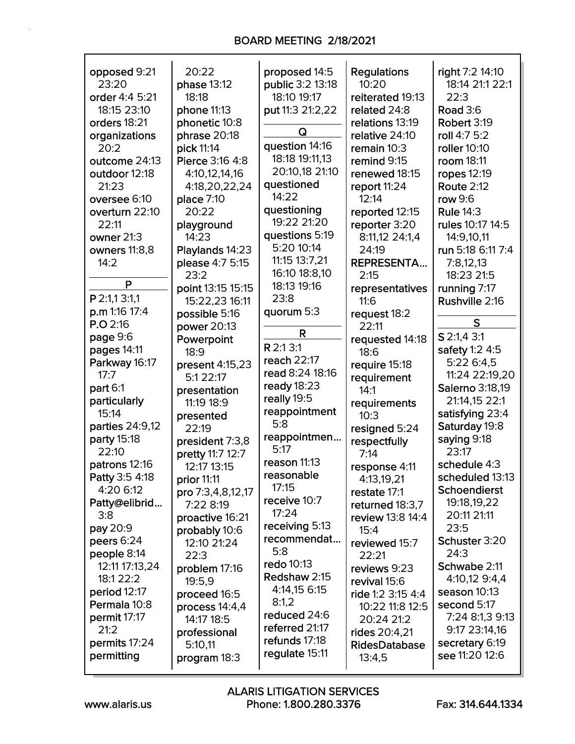# BOARD MEETING 2/18/2021

opposed 9:21 23:20
order 4:4 5:21 18:15 23:10
orders 18:21
organizations 20:2
outcome 24:13
outdoor 12:18 21:23
oversee 6:10
overturn 22:10 22:11
owner 21:3
owners 11:8,8 14:2

**P**

P 2:1,1 3:1,1
p.m 1:16 17:4
P.O 2:16
page 9:6
pages 14:11
Parkway 16:17 17:7
part 6:1
particularly 15:14
parties 24:9,12
party 15:18 22:10
patrons 12:16
Patty 3:5 4:18 4:20 6:12
Patty@elibrid... 3:8
pay 20:9
peers 6:24
people 8:14 12:11 17:13,24 18:1 22:2
period 12:17
Permala 10:8
permit 17:17 21:2
permits 17:24
permitting 20:22
phase 13:12 18:18
phone 11:13
phonetic 10:8
phrase 20:18
pick 11:14
Pierce 3:16 4:8 4:10,12,14,16 4:18,20,22,24
place 7:10 20:22
playground 14:23
Playlands 14:23
please 4:7 5:15 23:2
point 13:15 15:15 15:22,23 16:11
possible 5:16
power 20:13
Powerpoint 18:9
present 4:15,23 5:1 22:17
presentation 11:19 18:9
presented 22:19
president 7:3,8
pretty 11:7 12:7 12:17 13:15
prior 11:11
pro 7:3,4,8,12,17 7:22 8:19
proactive 16:21
probably 10:6 12:10 21:24 22:3
problem 17:16 19:5,9
proceed 16:5
process 14:4,4 14:17 18:5
professional 5:10,11
program 18:3
proposed 14:5
public 3:2 13:18 18:10 19:17
put 11:3 21:2,22

**Q**

question 14:16 18:18 19:11,13 20:10,18 21:10
questioned 14:22
questioning 19:22 21:20
questions 5:19 5:20 10:14 11:15 13:7,21 16:10 18:8,10 18:13 19:16 23:8
quorum 5:3

**R**

R 2:1 3:1
reach 22:17
read 8:24 18:16
ready 18:23
really 19:5
reappointment 5:8
reappointmen... 5:17
reason 11:13
reasonable 17:15
receive 10:7 17:24
receiving 5:13
recommendat... 5:8
redo 10:13
Redshaw 2:15 4:14,15 6:15 8:1,2
reduced 24:6
referred 21:17
refunds 17:18
regulate 15:11
Regulations 10:20
reiterated 19:13
related 24:8
relations 13:19
relative 24:10
remain 10:3
remind 9:15
renewed 18:15
report 11:24 12:14
reported 12:15
reporter 3:20 8:11,12 24:1,4 24:19
REPRESENTA... 2:15
representatives 11:6
request 18:2 22:11
requested 14:18 18:6
require 15:18
requirement 14:1
requirements 10:3
resigned 5:24
respectfully 7:14
response 4:11 4:13,19,21
restate 17:1
returned 18:3,7
review 13:8 14:4 15:4
reviewed 15:7 22:21
reviews 9:23
revival 15:6
ride 1:2 3:15 4:4 10:22 11:8 12:5 20:24 21:2
rides 20:4,21
RidesDatabase 13:4,5
right 7:2 14:10 18:14 21:1 22:1 22:3
Road 3:6
Robert 3:19
roll 4:7 5:2
roller 10:10
room 18:11
ropes 12:19
Route 2:12
row 9:6
Rule 14:3
rules 10:17 14:5 14:9,10,11
run 5:18 6:11 7:4 7:8,12,13 18:23 21:5
running 7:17
Rushville 2:16

**S**

S 2:1,4 3:1
safety 1:2 4:5 5:22 6:4,5 11:24 22:19,20
Salerno 3:18,19 21:14,15 22:1
satisfying 23:4
Saturday 19:8
saying 9:18 23:17
schedule 4:3
scheduled 13:13
Schoendierst 19:18,19,22 20:11 21:11 23:5
Schuster 3:20 24:3
Schwabe 2:11 4:10,12 9:4,4
season 10:13
second 5:17 7:24 8:1,3 9:13 9:17 23:14,16
secretary 6:19
see 11:20 12:6

ALARIS LITIGATION SERVICES
www.alaris.us Phone: 1.800.280.3376 Fax: 314.644.1334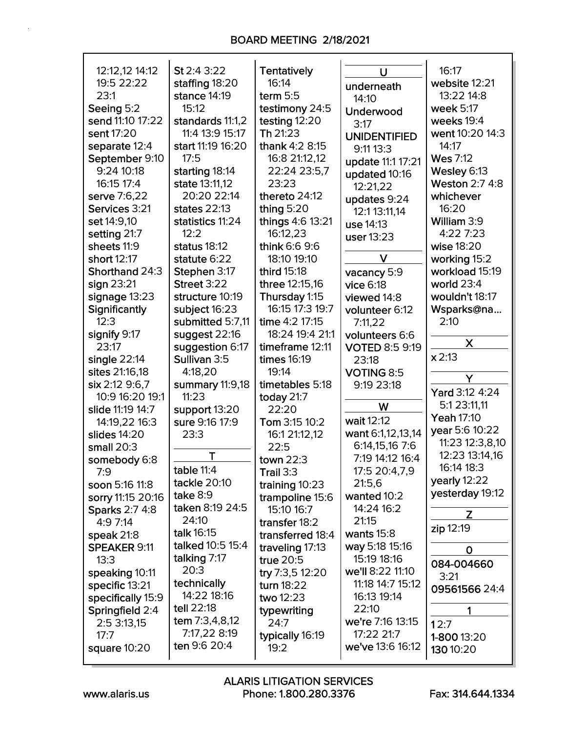BOARD MEETING 2/18/2021

12:12,12 14:12 19:5 22:22 23:1
Seeing 5:2
send 11:10 17:22
sent 17:20
separate 12:4
September 9:10 9:24 10:18 16:15 17:4
serve 7:6,22
Services 3:21
set 14:9,10
setting 21:7
sheets 11:9
short 12:17
Shorthand 24:3
sign 23:21
signage 13:23
Significantly 12:3
signify 9:17 23:17
single 22:14
sites 21:16,18
six 2:12 9:6,7 10:9 16:20 19:1
slide 11:19 14:7 14:19,22 16:3
slides 14:20
small 20:3
somebody 6:8 7:9
soon 5:16 11:8
sorry 11:15 20:16
Sparks 2:7 4:8 4:9 7:14
speak 21:8
SPEAKER 9:11 13:3
speaking 10:11
specific 13:21
specifically 15:9
Springfield 2:4 2:5 3:13,15 17:7
square 10:20
St 2:4 3:22
staffing 18:20
stance 14:19 15:12
standards 11:1,2 11:4 13:9 15:17
start 11:19 16:20 17:5
starting 18:14
state 13:11,12 20:20 22:14
states 22:13
statistics 11:24 12:2
status 18:12
statute 6:22
Stephen 3:17
Street 3:22
structure 10:19
subject 16:23
submitted 5:7,11
suggest 22:16
suggestion 6:17
Sullivan 3:5 4:18,20
summary 11:9,18 11:23
support 13:20
sure 9:16 17:9 23:3

**T**

table 11:4
tackle 20:10
take 8:9
taken 8:19 24:5 24:10
talk 16:15
talked 10:5 15:4
talking 7:17 20:3
technically 14:22 18:16
tell 22:18
tem 7:3,4,8,12 7:17,22 8:19
ten 9:6 20:4
Tentatively 16:14
term 5:5
testimony 24:5
testing 12:20
Th 21:23
thank 4:2 8:15 16:8 21:12,12 22:24 23:5,7 23:23
thereto 24:12
thing 5:20
things 4:6 13:21 16:12,23
think 6:6 9:6 18:10 19:10
third 15:18
three 12:15,16
Thursday 1:15 16:15 17:3 19:7
time 4:2 17:15 18:24 19:4 21:1
timeframe 12:11
times 16:19 19:14
timetables 5:18
today 21:7 22:20
Tom 3:15 10:2 16:1 21:12,12 22:5
town 22:3
Trail 3:3
training 10:23
trampoline 15:6 15:10 16:7
transfer 18:2
transferred 18:4
traveling 17:13
true 20:5
try 7:3,5 12:20
turn 18:22
two 12:23
typewriting 24:7
typically 16:19 19:2

**U**

underneath 14:10
Underwood 3:17
UNIDENTIFIED 9:11 13:3
update 11:1 17:21
updated 10:16 12:21,22
updates 9:24 12:1 13:11,14
use 14:13
user 13:23

**V**

vacancy 5:9
vice 6:18
viewed 14:8
volunteer 6:12 7:11,22
volunteers 6:6
VOTED 8:5 9:19 23:18
VOTING 8:5 9:19 23:18

**W**

wait 12:12
want 6:1,12,13,14 6:14,15,16 7:6 7:19 14:12 16:4 17:5 20:4,7,9 21:5,6
wanted 10:2 14:24 16:2 21:15
wants 15:8
way 5:18 15:16 15:19 18:16
we'll 8:22 11:10 11:18 14:7 15:12 16:13 19:14 22:10
we're 7:16 13:15 17:22 21:7
we've 13:6 16:12
16:17
website 12:21 13:22 14:8
week 5:17
weeks 19:4
went 10:20 14:3 14:17
Wes 7:12
Wesley 6:13
Weston 2:7 4:8
whichever 16:20
William 3:9 4:22 7:23
wise 18:20
working 15:2
workload 15:19
world 23:4
wouldn't 18:17
Wsparks@na... 2:10

**X**

x 2:13

**Y**

Yard 3:12 4:24 5:1 23:11,11
Yeah 17:10
year 5:6 10:22 11:23 12:3,8,10 12:23 13:14,16 16:14 18:3
yearly 12:22
yesterday 19:12

**Z**

zip 12:19

**0**

084-004660 3:21
09561566 24:4

**1**

1 2:7
1-800 13:20
130 10:20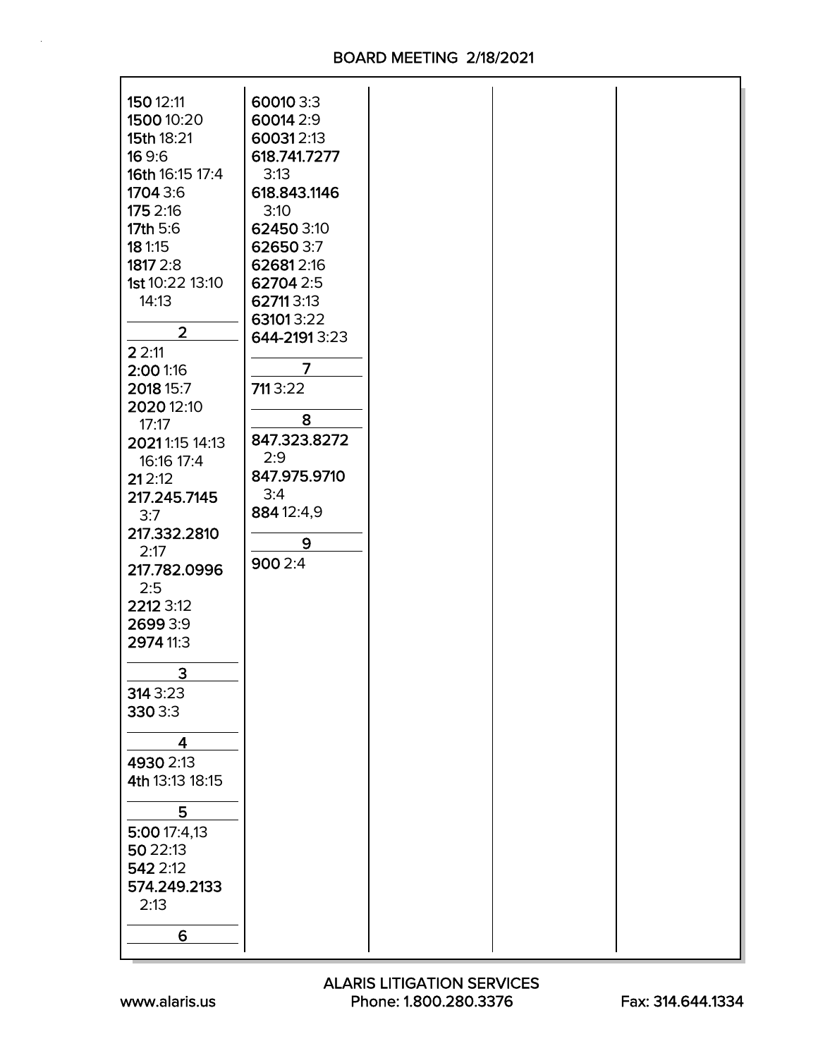**150** 12:11
**1500** 10:20
**15th** 18:21
**16** 9:6
**16th** 16:15 17:4
**1704** 3:6
**175** 2:16
**17th** 5:6
**18** 1:15
**1817** 2:8
**1st** 10:22 13:10 14:13

**2**

**2** 2:11
**2:00** 1:16
**2018** 15:7
**2020** 12:10 17:17
**2021** 1:15 14:13 16:16 17:4
**21** 2:12
**217.245.7145** 3:7
**217.332.2810** 2:17
**217.782.0996** 2:5
**2212** 3:12
**2699** 3:9
**2974** 11:3

**3**

**314** 3:23
**330** 3:3

**4**

**4930** 2:13
**4th** 13:13 18:15

**5**

**5:00** 17:4,13
**50** 22:13
**542** 2:12
**574.249.2133** 2:13

**6**

**60010** 3:3
**60014** 2:9
**60031** 2:13
**618.741.7277** 3:13
**618.843.1146** 3:10
**62450** 3:10
**62650** 3:7
**62681** 2:16
**62704** 2:5
**62711** 3:13
**63101** 3:22
**644-2191** 3:23

**7**

**711** 3:22

**8**

**847.323.8272** 2:9
**847.975.9710** 3:4
**884** 12:4,9

**9**

**900** 2:4